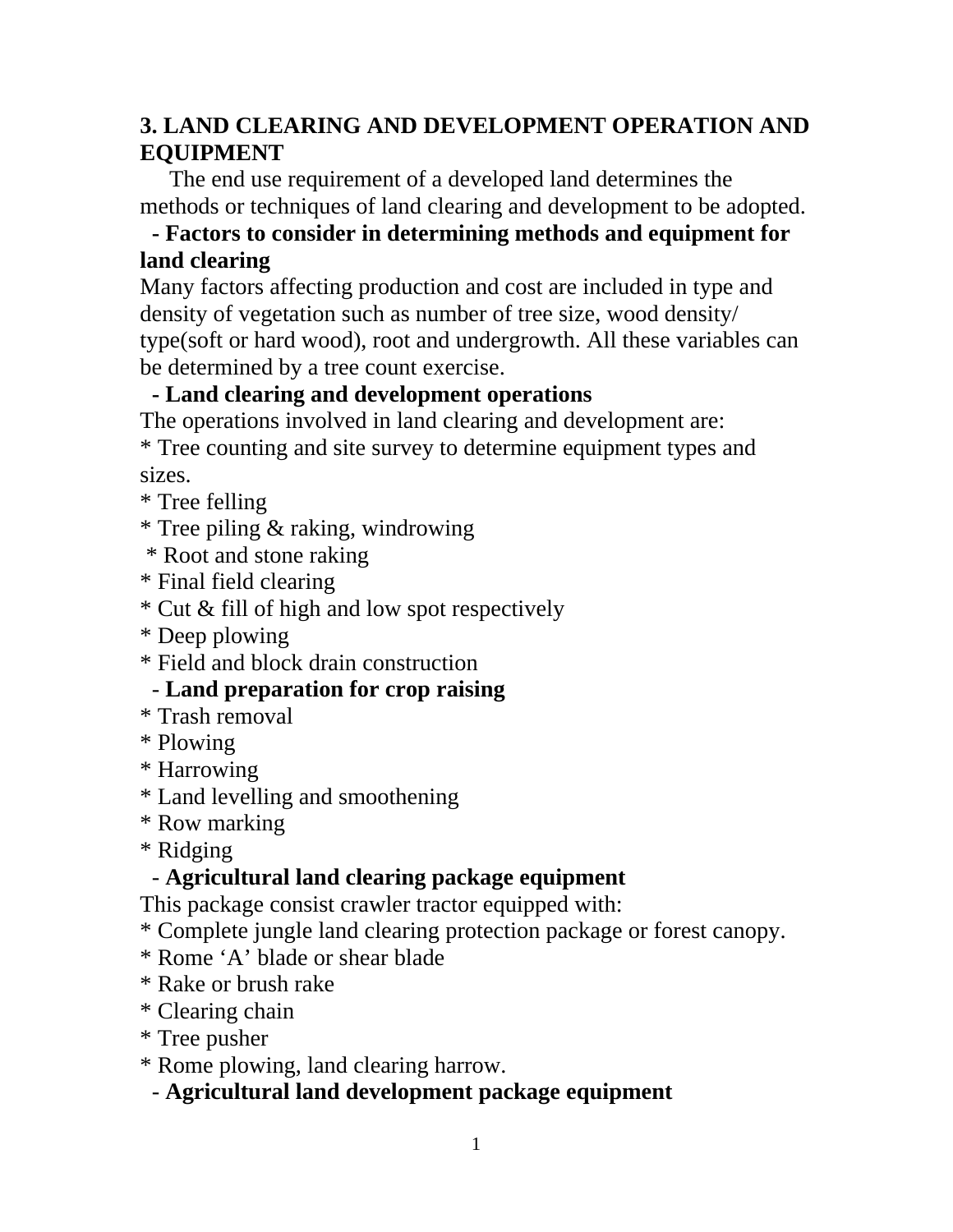## 3. LAND CLEARING AND DEVELOPMENT OPERATION AND EQUIPMENT

The end use requirement of a developed land determines the methods or techniques of land clearing and development to be adopted.

**- Factors to consider in determining methods and equipment for land clearing**

Many factors affecting production and cost are included in type and density of vegetation such as number of tree size, wood density/ type(soft or hard wood), root and undergrowth. All these variables can be determined by a tree count exercise.

**- Land clearing and development operations**

The operations involved in land clearing and development are:

* Tree counting and site survey to determine equipment types and sizes.
* Tree felling
* Tree piling & raking, windrowing
* Root and stone raking
* Final field clearing
* Cut & fill of high and low spot respectively
* Deep plowing
* Field and block drain construction

**- Land preparation for crop raising**

* Trash removal
* Plowing
* Harrowing
* Land levelling and smoothening
* Row marking
* Ridging

**- Agricultural land clearing package equipment**

This package consist crawler tractor equipped with:

* Complete jungle land clearing protection package or forest canopy.
* Rome 'A' blade or shear blade
* Rake or brush rake
* Clearing chain
* Tree pusher
* Rome plowing, land clearing harrow.

**- Agricultural land development package equipment**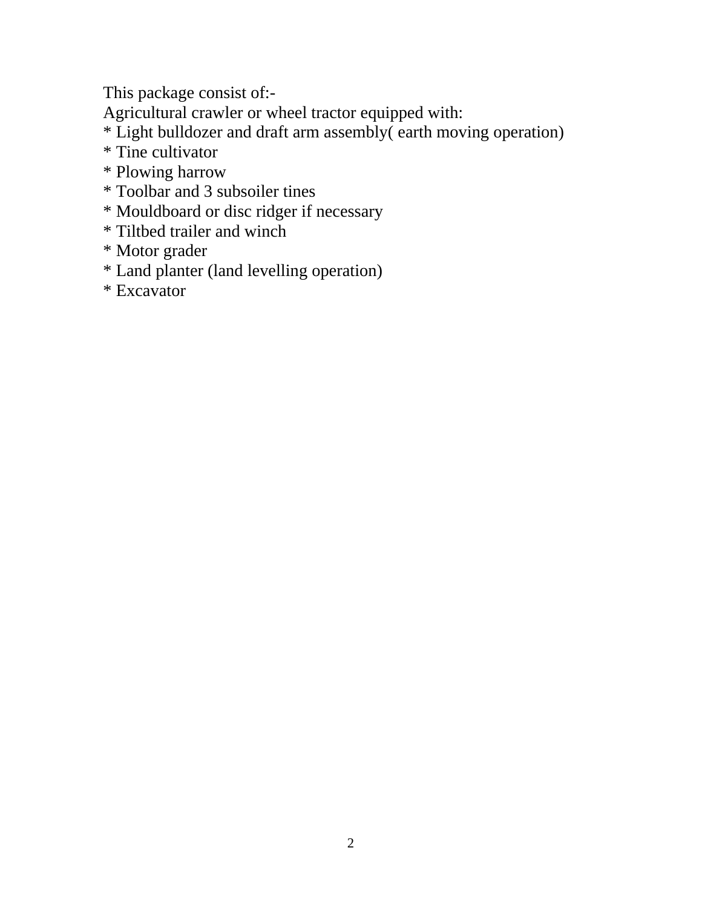This package consist of:-

Agricultural crawler or wheel tractor equipped with:

* Light bulldozer and draft arm assembly( earth moving operation)
* Tine cultivator
* Plowing harrow
* Toolbar and 3 subsoiler tines
* Mouldboard or disc ridger if necessary
* Tiltbed trailer and winch
* Motor grader
* Land planter (land levelling operation)
* Excavator